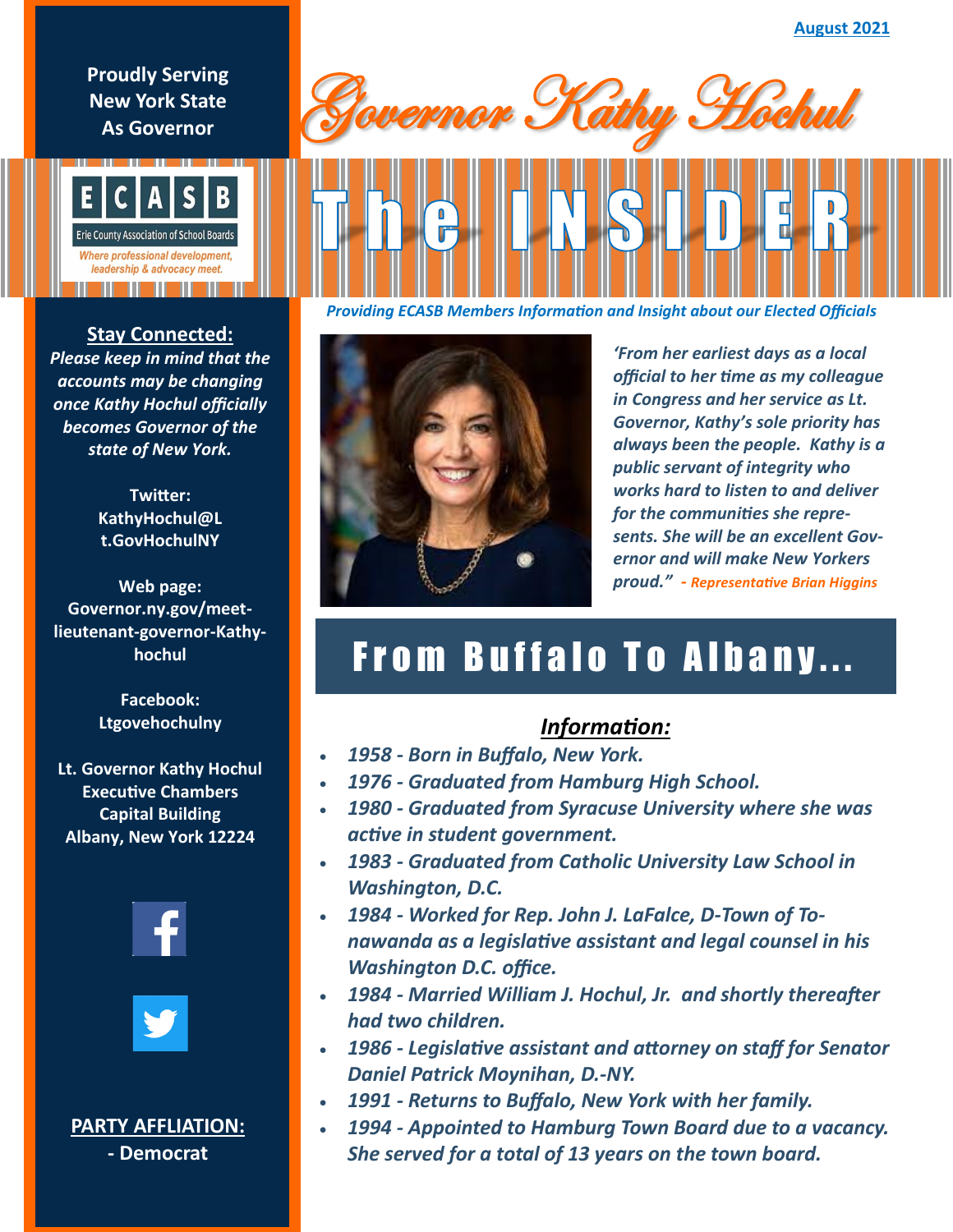August 2021

# Governor Kathy Hochul

# The INSIDER

*Providing ECASB Members Information and Insight about our Elected Officials*

**Proudly Serving New York State As Governor**

ECASB
Erie County Association of School Boards
*Where professional development, leadership & advocacy meet.*

**Stay Connected:**

***Please keep in mind that the accounts may be changing once Kathy Hochul officially becomes Governor of the state of New York.***

**Twitter:**
**KathyHochul@Lt.GovHochulNY**

**Web page:**
**Governor.ny.gov/meet-lieutenant-governor-Kathy-hochul**

**Facebook:**
**Ltgovehochulny**

**Lt. Governor Kathy Hochul**
**Executive Chambers**
**Capital Building**
**Albany, New York 12224**

**PARTY AFFLIATION:**
**- Democrat**

*'From her earliest days as a local official to her time as my colleague in Congress and her service as Lt. Governor, Kathy's sole priority has always been the people. Kathy is a public servant of integrity who works hard to listen to and deliver for the communities she represents. She will be an excellent Governor and will make New Yorkers proud." - Representative Brian Higgins*

## From Buffalo To Albany...

### *Information:*

- ***1958 - Born in Buffalo, New York.***
- ***1976 - Graduated from Hamburg High School.***
- ***1980 - Graduated from Syracuse University where she was active in student government.***
- ***1983 - Graduated from Catholic University Law School in Washington, D.C.***
- ***1984 - Worked for Rep. John J. LaFalce, D-Town of Tonawanda as a legislative assistant and legal counsel in his Washington D.C. office.***
- ***1984 - Married William J. Hochul, Jr. and shortly thereafter had two children.***
- ***1986 - Legislative assistant and attorney on staff for Senator Daniel Patrick Moynihan, D.-NY.***
- ***1991 - Returns to Buffalo, New York with her family.***
- ***1994 - Appointed to Hamburg Town Board due to a vacancy. She served for a total of 13 years on the town board.***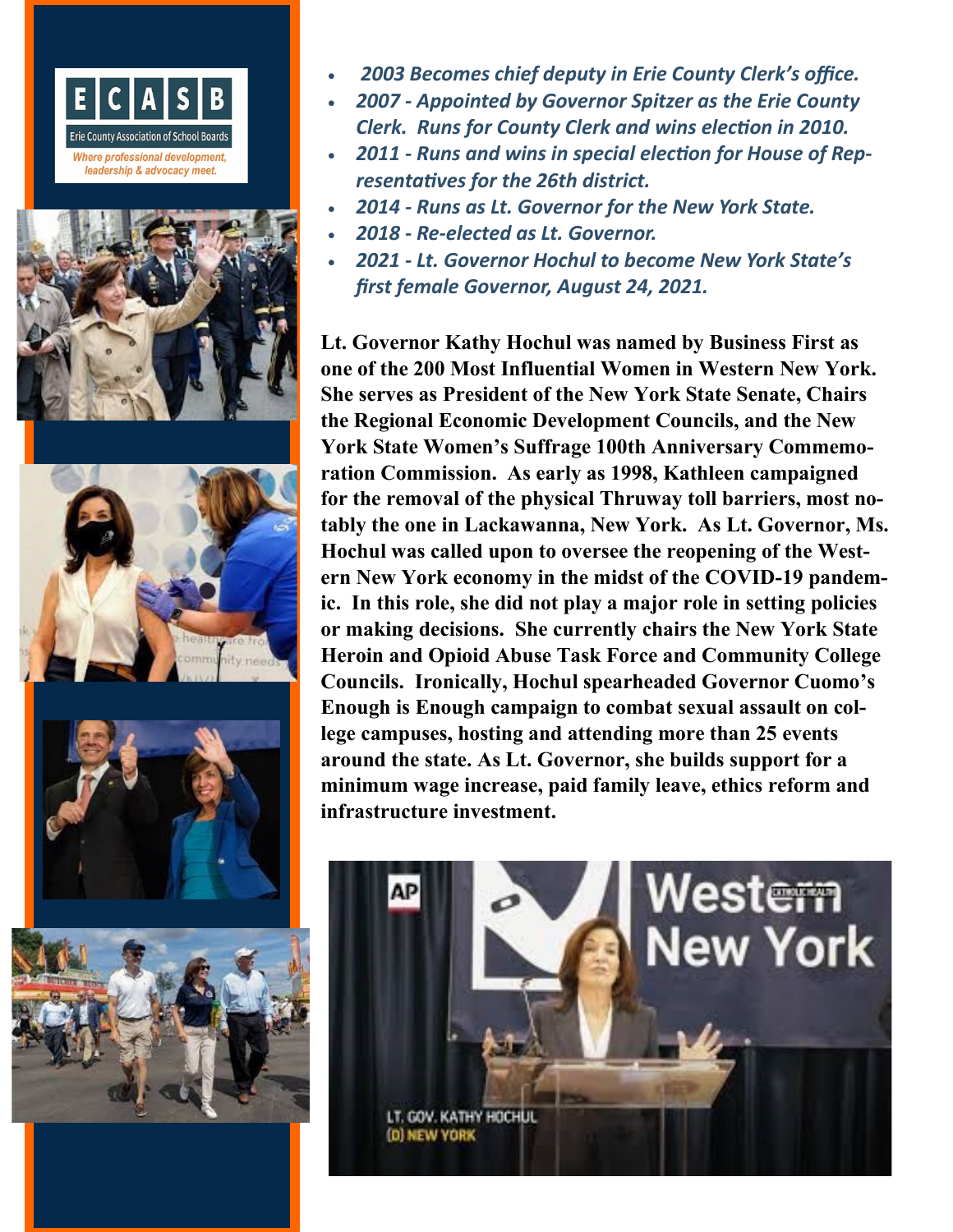ECASB

Erie County Association of School Boards

*Where professional development, leadership & advocacy meet.*

- ***2003 Becomes chief deputy in Erie County Clerk's office.***
- ***2007 - Appointed by Governor Spitzer as the Erie County Clerk. Runs for County Clerk and wins election in 2010.***
- ***2011 - Runs and wins in special election for House of Representatives for the 26th district.***
- ***2014 - Runs as Lt. Governor for the New York State.***
- ***2018 - Re-elected as Lt. Governor.***
- ***2021 - Lt. Governor Hochul to become New York State's first female Governor, August 24, 2021.***

**Lt. Governor Kathy Hochul was named by Business First as one of the 200 Most Influential Women in Western New York. She serves as President of the New York State Senate, Chairs the Regional Economic Development Councils, and the New York State Women's Suffrage 100th Anniversary Commemoration Commission. As early as 1998, Kathleen campaigned for the removal of the physical Thruway toll barriers, most notably the one in Lackawanna, New York. As Lt. Governor, Ms. Hochul was called upon to oversee the reopening of the Western New York economy in the midst of the COVID-19 pandemic. In this role, she did not play a major role in setting policies or making decisions. She currently chairs the New York State Heroin and Opioid Abuse Task Force and Community College Councils. Ironically, Hochul spearheaded Governor Cuomo's Enough is Enough campaign to combat sexual assault on college campuses, hosting and attending more than 25 events around the state. As Lt. Governor, she builds support for a minimum wage increase, paid family leave, ethics reform and infrastructure investment.**